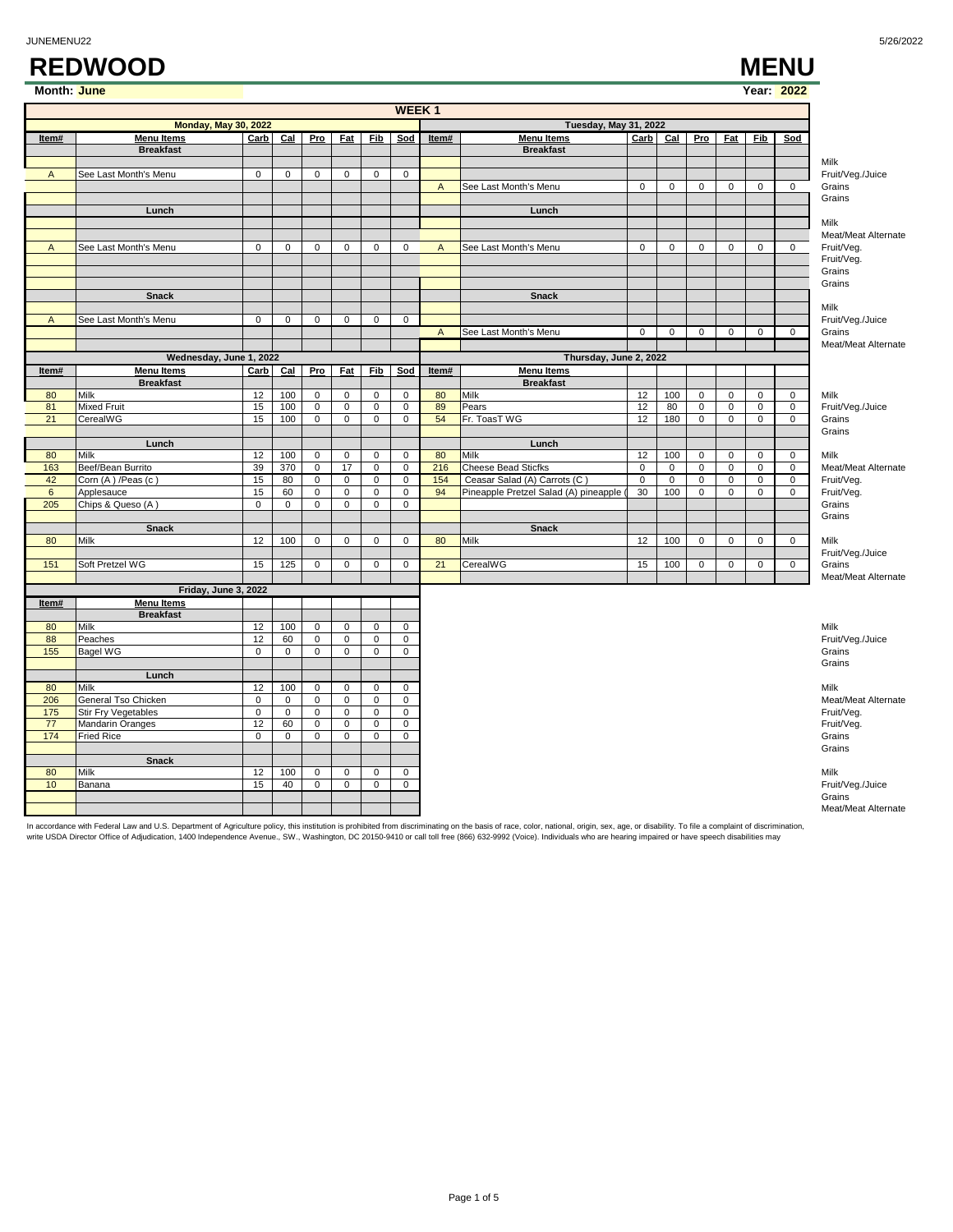# REDWOOD MENU

**Month:** June **Year:** 2022

## WEEK 1

### Monday, May 30, 2022

| Item# | Menu Items | Carb | Cal | Pro | Fat | Fib | Sod | |
|---|---|---|---|---|---|---|---|---|
| | **Breakfast** | | | | | | | |
| | | | | | | | | Milk |
| A | See Last Month's Menu | 0 | 0 | 0 | 0 | 0 | 0 | Fruit/Veg./Juice |
| | | | | | | | | Grains |
| | | | | | | | | Grains |
| | **Lunch** | | | | | | | |
| | | | | | | | | Milk |
| | | | | | | | | Meat/Meat Alternate |
| A | See Last Month's Menu | 0 | 0 | 0 | 0 | 0 | 0 | Fruit/Veg. |
| | | | | | | | | Fruit/Veg. |
| | | | | | | | | Grains |
| | | | | | | | | Grains |
| | **Snack** | | | | | | | |
| | | | | | | | | Milk |
| A | See Last Month's Menu | 0 | 0 | 0 | 0 | 0 | 0 | Fruit/Veg./Juice |
| | | | | | | | | Grains |
| | | | | | | | | Meat/Meat Alternate |

### Tuesday, May 31, 2022

| Item# | Menu Items | Carb | Cal | Pro | Fat | Fib | Sod | |
|---|---|---|---|---|---|---|---|---|
| | **Breakfast** | | | | | | | |
| | | | | | | | | Milk |
| | | | | | | | | Fruit/Veg./Juice |
| A | See Last Month's Menu | 0 | 0 | 0 | 0 | 0 | 0 | Grains |
| | | | | | | | | Grains |
| | **Lunch** | | | | | | | |
| | | | | | | | | Milk |
| | | | | | | | | Meat/Meat Alternate |
| A | See Last Month's Menu | 0 | 0 | 0 | 0 | 0 | 0 | Fruit/Veg. |
| | | | | | | | | Fruit/Veg. |
| | | | | | | | | Grains |
| | | | | | | | | Grains |
| | **Snack** | | | | | | | |
| | | | | | | | | Milk |
| | | | | | | | | Fruit/Veg./Juice |
| A | See Last Month's Menu | 0 | 0 | 0 | 0 | 0 | 0 | Grains |
| | | | | | | | | Meat/Meat Alternate |

### Wednesday, June 1, 2022

| Item# | Menu Items | Carb | Cal | Pro | Fat | Fib | Sod | |
|---|---|---|---|---|---|---|---|---|
| | **Breakfast** | | | | | | | |
| 80 | Milk | 12 | 100 | 0 | 0 | 0 | 0 | Milk |
| 81 | Mixed Fruit | 15 | 100 | 0 | 0 | 0 | 0 | Fruit/Veg./Juice |
| 21 | CerealWG | 15 | 100 | 0 | 0 | 0 | 0 | Grains |
| | | | | | | | | Grains |
| | **Lunch** | | | | | | | |
| 80 | Milk | 12 | 100 | 0 | 0 | 0 | 0 | Milk |
| 163 | Beef/Bean Burrito | 39 | 370 | 0 | 17 | 0 | 0 | Meat/Meat Alternate |
| 42 | Corn (A ) /Peas (c ) | 15 | 80 | 0 | 0 | 0 | 0 | Fruit/Veg. |
| 6 | Applesauce | 15 | 60 | 0 | 0 | 0 | 0 | Fruit/Veg. |
| 205 | Chips & Queso (A ) | 0 | 0 | 0 | 0 | 0 | 0 | Grains |
| | | | | | | | | Grains |
| | **Snack** | | | | | | | |
| 80 | Milk | 12 | 100 | 0 | 0 | 0 | 0 | Milk |
| | | | | | | | | Fruit/Veg./Juice |
| 151 | Soft Pretzel WG | 15 | 125 | 0 | 0 | 0 | 0 | Grains |
| | | | | | | | | Meat/Meat Alternate |

### Thursday, June 2, 2022

| Item# | Menu Items | Carb | Cal | Pro | Fat | Fib | Sod | |
|---|---|---|---|---|---|---|---|---|
| | **Breakfast** | | | | | | | |
| 80 | Milk | 12 | 100 | 0 | 0 | 0 | 0 | Milk |
| 89 | Pears | 12 | 80 | 0 | 0 | 0 | 0 | Fruit/Veg./Juice |
| 54 | Fr. ToasT WG | 12 | 180 | 0 | 0 | 0 | 0 | Grains |
| | | | | | | | | Grains |
| | **Lunch** | | | | | | | |
| 80 | Milk | 12 | 100 | 0 | 0 | 0 | 0 | Milk |
| 216 | Cheese Bead Sticfks | 0 | 0 | 0 | 0 | 0 | 0 | Meat/Meat Alternate |
| 154 | Ceasar Salad (A) Carrots (C ) | 0 | 0 | 0 | 0 | 0 | 0 | Fruit/Veg. |
| 94 | Pineapple Pretzel Salad (A) pineapple ( | 30 | 100 | 0 | 0 | 0 | 0 | Fruit/Veg. |
| | | | | | | | | Grains |
| | | | | | | | | Grains |
| | **Snack** | | | | | | | |
| 80 | Milk | 12 | 100 | 0 | 0 | 0 | 0 | Milk |
| | | | | | | | | Fruit/Veg./Juice |
| 21 | CerealWG | 15 | 100 | 0 | 0 | 0 | 0 | Grains |
| | | | | | | | | Meat/Meat Alternate |

### Friday, June 3, 2022

| Item# | Menu Items | Carb | Cal | Pro | Fat | Fib | Sod | |
|---|---|---|---|---|---|---|---|---|
| | **Breakfast** | | | | | | | |
| 80 | Milk | 12 | 100 | 0 | 0 | 0 | 0 | Milk |
| 88 | Peaches | 12 | 60 | 0 | 0 | 0 | 0 | Fruit/Veg./Juice |
| 155 | Bagel WG | 0 | 0 | 0 | 0 | 0 | 0 | Grains |
| | | | | | | | | Grains |
| | **Lunch** | | | | | | | |
| 80 | Milk | 12 | 100 | 0 | 0 | 0 | 0 | Milk |
| 206 | General Tso Chicken | 0 | 0 | 0 | 0 | 0 | 0 | Meat/Meat Alternate |
| 175 | Stir Fry Vegetables | 0 | 0 | 0 | 0 | 0 | 0 | Fruit/Veg. |
| 77 | Mandarin Oranges | 12 | 60 | 0 | 0 | 0 | 0 | Fruit/Veg. |
| 174 | Fried Rice | 0 | 0 | 0 | 0 | 0 | 0 | Grains |
| | | | | | | | | Grains |
| | **Snack** | | | | | | | |
| 80 | Milk | 12 | 100 | 0 | 0 | 0 | 0 | Milk |
| 10 | Banana | 15 | 40 | 0 | 0 | 0 | 0 | Fruit/Veg./Juice |
| | | | | | | | | Grains |
| | | | | | | | | Meat/Meat Alternate |

In accordance with Federal Law and U.S. Department of Agriculture policy, this institution is prohibited from discriminating on the basis of race, color, national, origin, sex, age, or disability. To file a complaint of discrimination, write USDA Director Office of Adjudication, 1400 Independence Avenue., SW., Washington, DC 20150-9410 or call toll free (866) 632-9992 (Voice). Individuals who are hearing impaired or have speech disabilities may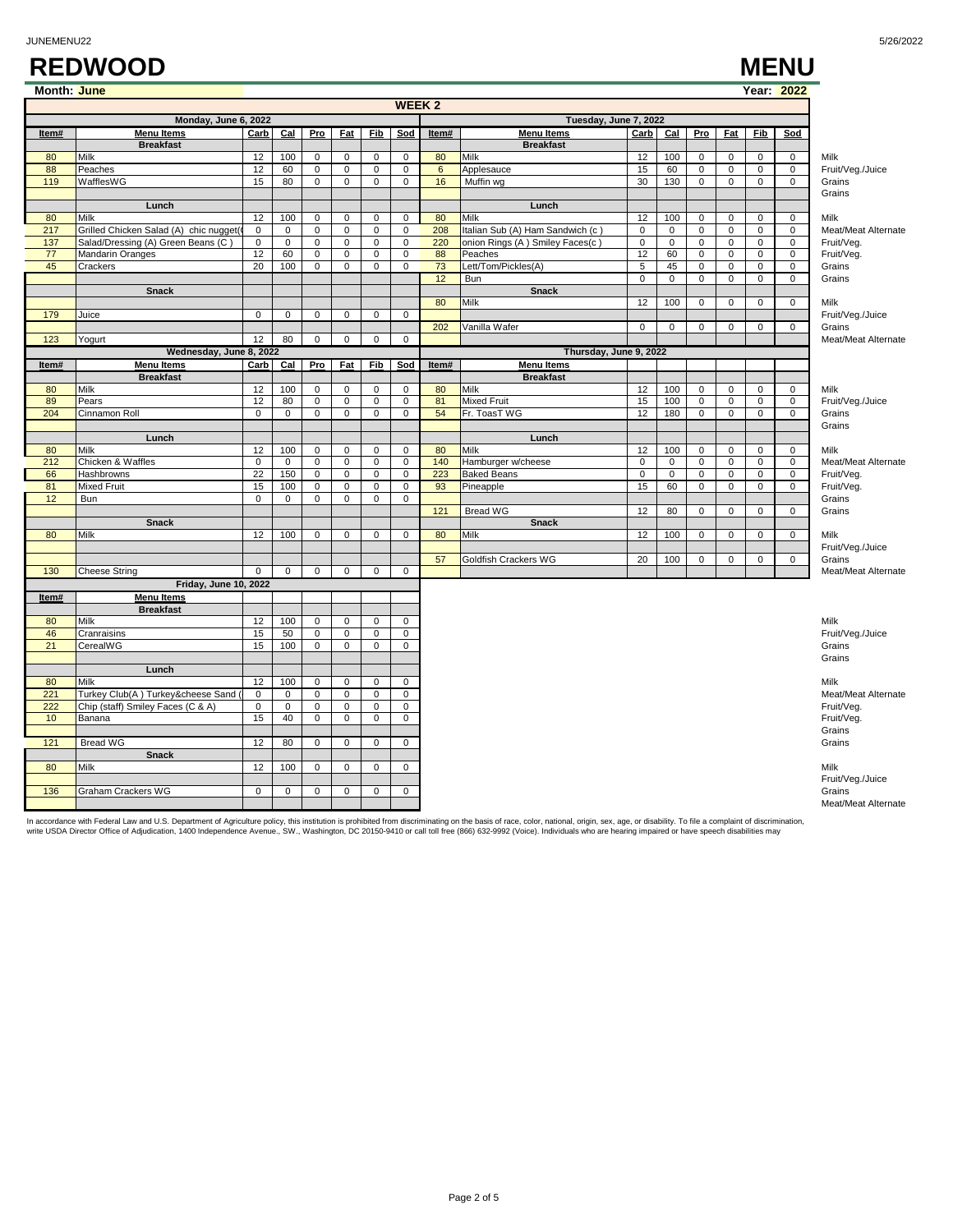# REDWOOD MENU

**Month: June** **Year: 2022**

## WEEK 2

### Monday, June 6, 2022

| Item# | Menu Items | Carb | Cal | Pro | Fat | Fib | Sod | Component |
|---|---|---|---|---|---|---|---|---|
| | **Breakfast** | | | | | | | |
| 80 | Milk | 12 | 100 | 0 | 0 | 0 | 0 | Milk |
| 88 | Peaches | 12 | 60 | 0 | 0 | 0 | 0 | Fruit/Veg./Juice |
| 119 | WafflesWG | 15 | 80 | 0 | 0 | 0 | 0 | Grains |
| | | | | | | | | Grains |
| | **Lunch** | | | | | | | |
| 80 | Milk | 12 | 100 | 0 | 0 | 0 | 0 | Milk |
| 217 | Grilled Chicken Salad (A) chic nugget( | 0 | 0 | 0 | 0 | 0 | 0 | Meat/Meat Alternate |
| 137 | Salad/Dressing (A) Green Beans (C ) | 0 | 0 | 0 | 0 | 0 | 0 | Fruit/Veg. |
| 77 | Mandarin Oranges | 12 | 60 | 0 | 0 | 0 | 0 | Fruit/Veg. |
| 45 | Crackers | 20 | 100 | 0 | 0 | 0 | 0 | Grains |
| | | | | | | | | Grains |
| | **Snack** | | | | | | | |
| | | | | | | | | Milk |
| 179 | Juice | 0 | 0 | 0 | 0 | 0 | 0 | Fruit/Veg./Juice |
| | | | | | | | | Grains |
| 123 | Yogurt | 12 | 80 | 0 | 0 | 0 | 0 | Meat/Meat Alternate |

### Tuesday, June 7, 2022

| Item# | Menu Items | Carb | Cal | Pro | Fat | Fib | Sod | Component |
|---|---|---|---|---|---|---|---|---|
| | **Breakfast** | | | | | | | |
| 80 | Milk | 12 | 100 | 0 | 0 | 0 | 0 | Milk |
| 6 | Applesauce | 15 | 60 | 0 | 0 | 0 | 0 | Fruit/Veg./Juice |
| 16 | Muffin wg | 30 | 130 | 0 | 0 | 0 | 0 | Grains |
| | | | | | | | | Grains |
| | **Lunch** | | | | | | | |
| 80 | Milk | 12 | 100 | 0 | 0 | 0 | 0 | Milk |
| 208 | Italian Sub (A) Ham Sandwich (c ) | 0 | 0 | 0 | 0 | 0 | 0 | Meat/Meat Alternate |
| 220 | onion Rings (A ) Smiley Faces(c ) | 0 | 0 | 0 | 0 | 0 | 0 | Fruit/Veg. |
| 88 | Peaches | 12 | 60 | 0 | 0 | 0 | 0 | Fruit/Veg. |
| 73 | Lett/Tom/Pickles(A) | 5 | 45 | 0 | 0 | 0 | 0 | Grains |
| 12 | Bun | 0 | 0 | 0 | 0 | 0 | 0 | Grains |
| | **Snack** | | | | | | | |
| 80 | Milk | 12 | 100 | 0 | 0 | 0 | 0 | Milk |
| | | | | | | | | Fruit/Veg./Juice |
| 202 | Vanilla Wafer | 0 | 0 | 0 | 0 | 0 | 0 | Grains |
| | | | | | | | | Meat/Meat Alternate |

### Wednesday, June 8, 2022

| Item# | Menu Items | Carb | Cal | Pro | Fat | Fib | Sod | Component |
|---|---|---|---|---|---|---|---|---|
| | **Breakfast** | | | | | | | |
| 80 | Milk | 12 | 100 | 0 | 0 | 0 | 0 | Milk |
| 89 | Pears | 12 | 80 | 0 | 0 | 0 | 0 | Fruit/Veg./Juice |
| 204 | Cinnamon Roll | 0 | 0 | 0 | 0 | 0 | 0 | Grains |
| | | | | | | | | Grains |
| | **Lunch** | | | | | | | |
| 80 | Milk | 12 | 100 | 0 | 0 | 0 | 0 | Milk |
| 212 | Chicken & Waffles | 0 | 0 | 0 | 0 | 0 | 0 | Meat/Meat Alternate |
| 66 | Hashbrowns | 22 | 150 | 0 | 0 | 0 | 0 | Fruit/Veg. |
| 81 | Mixed Fruit | 15 | 100 | 0 | 0 | 0 | 0 | Fruit/Veg. |
| 12 | Bun | 0 | 0 | 0 | 0 | 0 | 0 | Grains |
| | | | | | | | | Grains |
| | **Snack** | | | | | | | |
| 80 | Milk | 12 | 100 | 0 | 0 | 0 | 0 | Milk |
| | | | | | | | | Fruit/Veg./Juice |
| | | | | | | | | Grains |
| 130 | Cheese String | 0 | 0 | 0 | 0 | 0 | 0 | Meat/Meat Alternate |

### Thursday, June 9, 2022

| Item# | Menu Items | Carb | Cal | Pro | Fat | Fib | Sod | Component |
|---|---|---|---|---|---|---|---|---|
| | **Breakfast** | | | | | | | |
| 80 | Milk | 12 | 100 | 0 | 0 | 0 | 0 | Milk |
| 81 | Mixed Fruit | 15 | 100 | 0 | 0 | 0 | 0 | Fruit/Veg./Juice |
| 54 | Fr. ToasT WG | 12 | 180 | 0 | 0 | 0 | 0 | Grains |
| | | | | | | | | Grains |
| | **Lunch** | | | | | | | |
| 80 | Milk | 12 | 100 | 0 | 0 | 0 | 0 | Milk |
| 140 | Hamburger w/cheese | 0 | 0 | 0 | 0 | 0 | 0 | Meat/Meat Alternate |
| 223 | Baked Beans | 0 | 0 | 0 | 0 | 0 | 0 | Fruit/Veg. |
| 93 | Pineapple | 15 | 60 | 0 | 0 | 0 | 0 | Fruit/Veg. |
| | | | | | | | | Grains |
| 121 | Bread WG | 12 | 80 | 0 | 0 | 0 | 0 | Grains |
| | **Snack** | | | | | | | |
| 80 | Milk | 12 | 100 | 0 | 0 | 0 | 0 | Milk |
| | | | | | | | | Fruit/Veg./Juice |
| 57 | Goldfish Crackers WG | 20 | 100 | 0 | 0 | 0 | 0 | Grains |
| | | | | | | | | Meat/Meat Alternate |

### Friday, June 10, 2022

| Item# | Menu Items | Carb | Cal | Pro | Fat | Fib | Sod | Component |
|---|---|---|---|---|---|---|---|---|
| | **Breakfast** | | | | | | | |
| 80 | Milk | 12 | 100 | 0 | 0 | 0 | 0 | Milk |
| 46 | Cranraisins | 15 | 50 | 0 | 0 | 0 | 0 | Fruit/Veg./Juice |
| 21 | CerealWG | 15 | 100 | 0 | 0 | 0 | 0 | Grains |
| | | | | | | | | Grains |
| | **Lunch** | | | | | | | |
| 80 | Milk | 12 | 100 | 0 | 0 | 0 | 0 | Milk |
| 221 | Turkey Club(A ) Turkey&cheese Sand ( | 0 | 0 | 0 | 0 | 0 | 0 | Meat/Meat Alternate |
| 222 | Chip (staff) Smiley Faces (C & A) | 0 | 0 | 0 | 0 | 0 | 0 | Fruit/Veg. |
| 10 | Banana | 15 | 40 | 0 | 0 | 0 | 0 | Fruit/Veg. |
| | | | | | | | | Grains |
| 121 | Bread WG | 12 | 80 | 0 | 0 | 0 | 0 | Grains |
| | **Snack** | | | | | | | |
| 80 | Milk | 12 | 100 | 0 | 0 | 0 | 0 | Milk |
| | | | | | | | | Fruit/Veg./Juice |
| 136 | Graham Crackers WG | 0 | 0 | 0 | 0 | 0 | 0 | Grains |
| | | | | | | | | Meat/Meat Alternate |

In accordance with Federal Law and U.S. Department of Agriculture policy, this institution is prohibited from discriminating on the basis of race, color, national, origin, sex, age, or disability. To file a complaint of discrimination, write USDA Director Office of Adjudication, 1400 Independence Avenue., SW., Washington, DC 20150-9410 or call toll free (866) 632-9992 (Voice). Individuals who are hearing impaired or have speech disabilities may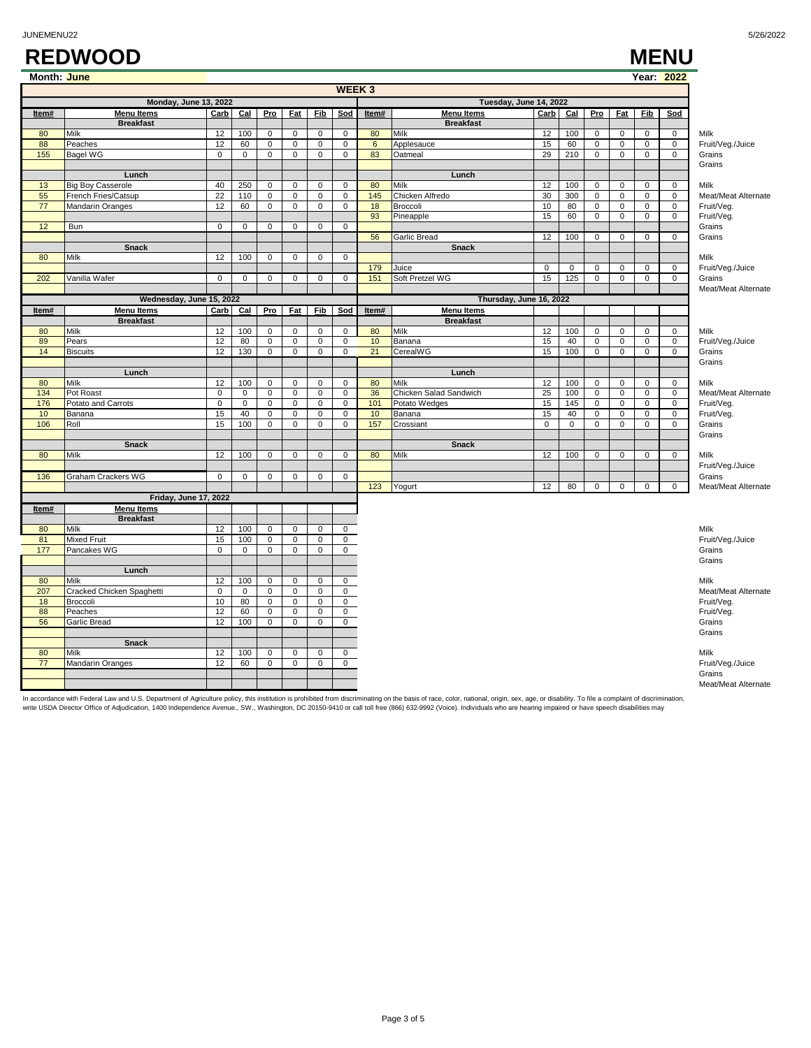# REDWOOD MENU

**Month:** June **Year:** 2022

## WEEK 3

### Monday, June 13, 2022

| Item# | Menu Items | Carb | Cal | Pro | Fat | Fib | Sod |
|---|---|---|---|---|---|---|---|
| | **Breakfast** | | | | | | |
| 80 | Milk | 12 | 100 | 0 | 0 | 0 | 0 |
| 88 | Peaches | 12 | 60 | 0 | 0 | 0 | 0 |
| 155 | Bagel WG | 0 | 0 | 0 | 0 | 0 | 0 |
| | **Lunch** | | | | | | |
| 13 | Big Boy Casserole | 40 | 250 | 0 | 0 | 0 | 0 |
| 55 | French Fries/Catsup | 22 | 110 | 0 | 0 | 0 | 0 |
| 77 | Mandarin Oranges | 12 | 60 | 0 | 0 | 0 | 0 |
| 12 | Bun | 0 | 0 | 0 | 0 | 0 | 0 |
| | **Snack** | | | | | | |
| 80 | Milk | 12 | 100 | 0 | 0 | 0 | 0 |
| 202 | Vanilla Wafer | 0 | 0 | 0 | 0 | 0 | 0 |

### Tuesday, June 14, 2022

| Item# | Menu Items | Carb | Cal | Pro | Fat | Fib | Sod |
|---|---|---|---|---|---|---|---|
| | **Breakfast** | | | | | | |
| 80 | Milk | 12 | 100 | 0 | 0 | 0 | 0 |
| 6 | Applesauce | 15 | 60 | 0 | 0 | 0 | 0 |
| 83 | Oatmeal | 29 | 210 | 0 | 0 | 0 | 0 |
| | **Lunch** | | | | | | |
| 80 | Milk | 12 | 100 | 0 | 0 | 0 | 0 |
| 145 | Chicken Alfredo | 30 | 300 | 0 | 0 | 0 | 0 |
| 18 | Broccoli | 10 | 80 | 0 | 0 | 0 | 0 |
| 93 | Pineapple | 15 | 60 | 0 | 0 | 0 | 0 |
| 56 | Garlic Bread | 12 | 100 | 0 | 0 | 0 | 0 |
| | **Snack** | | | | | | |
| 179 | Juice | 0 | 0 | 0 | 0 | 0 | 0 |
| 151 | Soft Pretzel WG | 15 | 125 | 0 | 0 | 0 | 0 |

### Wednesday, June 15, 2022

| Item# | Menu Items | Carb | Cal | Pro | Fat | Fib | Sod |
|---|---|---|---|---|---|---|---|
| | **Breakfast** | | | | | | |
| 80 | Milk | 12 | 100 | 0 | 0 | 0 | 0 |
| 89 | Pears | 12 | 80 | 0 | 0 | 0 | 0 |
| 14 | Biscuits | 12 | 130 | 0 | 0 | 0 | 0 |
| | **Lunch** | | | | | | |
| 80 | Milk | 12 | 100 | 0 | 0 | 0 | 0 |
| 134 | Pot Roast | 0 | 0 | 0 | 0 | 0 | 0 |
| 176 | Potato and Carrots | 0 | 0 | 0 | 0 | 0 | 0 |
| 10 | Banana | 15 | 40 | 0 | 0 | 0 | 0 |
| 106 | Roll | 15 | 100 | 0 | 0 | 0 | 0 |
| | **Snack** | | | | | | |
| 80 | Milk | 12 | 100 | 0 | 0 | 0 | 0 |
| 136 | Graham Crackers WG | 0 | 0 | 0 | 0 | 0 | 0 |

### Thursday, June 16, 2022

| Item# | Menu Items | Carb | Cal | Pro | Fat | Fib | Sod |
|---|---|---|---|---|---|---|---|
| | **Breakfast** | | | | | | |
| 80 | Milk | 12 | 100 | 0 | 0 | 0 | 0 |
| 10 | Banana | 15 | 40 | 0 | 0 | 0 | 0 |
| 21 | CerealWG | 15 | 100 | 0 | 0 | 0 | 0 |
| | **Lunch** | | | | | | |
| 80 | Milk | 12 | 100 | 0 | 0 | 0 | 0 |
| 36 | Chicken Salad Sandwich | 25 | 100 | 0 | 0 | 0 | 0 |
| 101 | Potato Wedges | 15 | 145 | 0 | 0 | 0 | 0 |
| 10 | Banana | 15 | 40 | 0 | 0 | 0 | 0 |
| 157 | Crossiant | 0 | 0 | 0 | 0 | 0 | 0 |
| | **Snack** | | | | | | |
| 80 | Milk | 12 | 100 | 0 | 0 | 0 | 0 |
| 123 | Yogurt | 12 | 80 | 0 | 0 | 0 | 0 |

### Friday, June 17, 2022

| Item# | Menu Items | Carb | Cal | Pro | Fat | Fib | Sod |
|---|---|---|---|---|---|---|---|
| | **Breakfast** | | | | | | |
| 80 | Milk | 12 | 100 | 0 | 0 | 0 | 0 |
| 81 | Mixed Fruit | 15 | 100 | 0 | 0 | 0 | 0 |
| 177 | Pancakes WG | 0 | 0 | 0 | 0 | 0 | 0 |
| | **Lunch** | | | | | | |
| 80 | Milk | 12 | 100 | 0 | 0 | 0 | 0 |
| 207 | Cracked Chicken Spaghetti | 0 | 0 | 0 | 0 | 0 | 0 |
| 18 | Broccoli | 10 | 80 | 0 | 0 | 0 | 0 |
| 88 | Peaches | 12 | 60 | 0 | 0 | 0 | 0 |
| 56 | Garlic Bread | 12 | 100 | 0 | 0 | 0 | 0 |
| | **Snack** | | | | | | |
| 80 | Milk | 12 | 100 | 0 | 0 | 0 | 0 |
| 77 | Mandarin Oranges | 12 | 60 | 0 | 0 | 0 | 0 |

**Meal component guide:**
- Breakfast: Milk; Fruit/Veg./Juice; Grains; Grains
- Lunch: Milk; Meat/Meat Alternate; Fruit/Veg.; Fruit/Veg.; Grains; Grains
- Snack: Milk; Fruit/Veg./Juice; Grains; Meat/Meat Alternate

In accordance with Federal Law and U.S. Department of Agriculture policy, this institution is prohibited from discriminating on the basis of race, color, national, origin, sex, age, or disability. To file a complaint of discrimination, write USDA Director Office of Adjudication, 1400 Independence Avenue., SW., Washington, DC 20150-9410 or call toll free (866) 632-9992 (Voice). Individuals who are hearing impaired or have speech disabilities may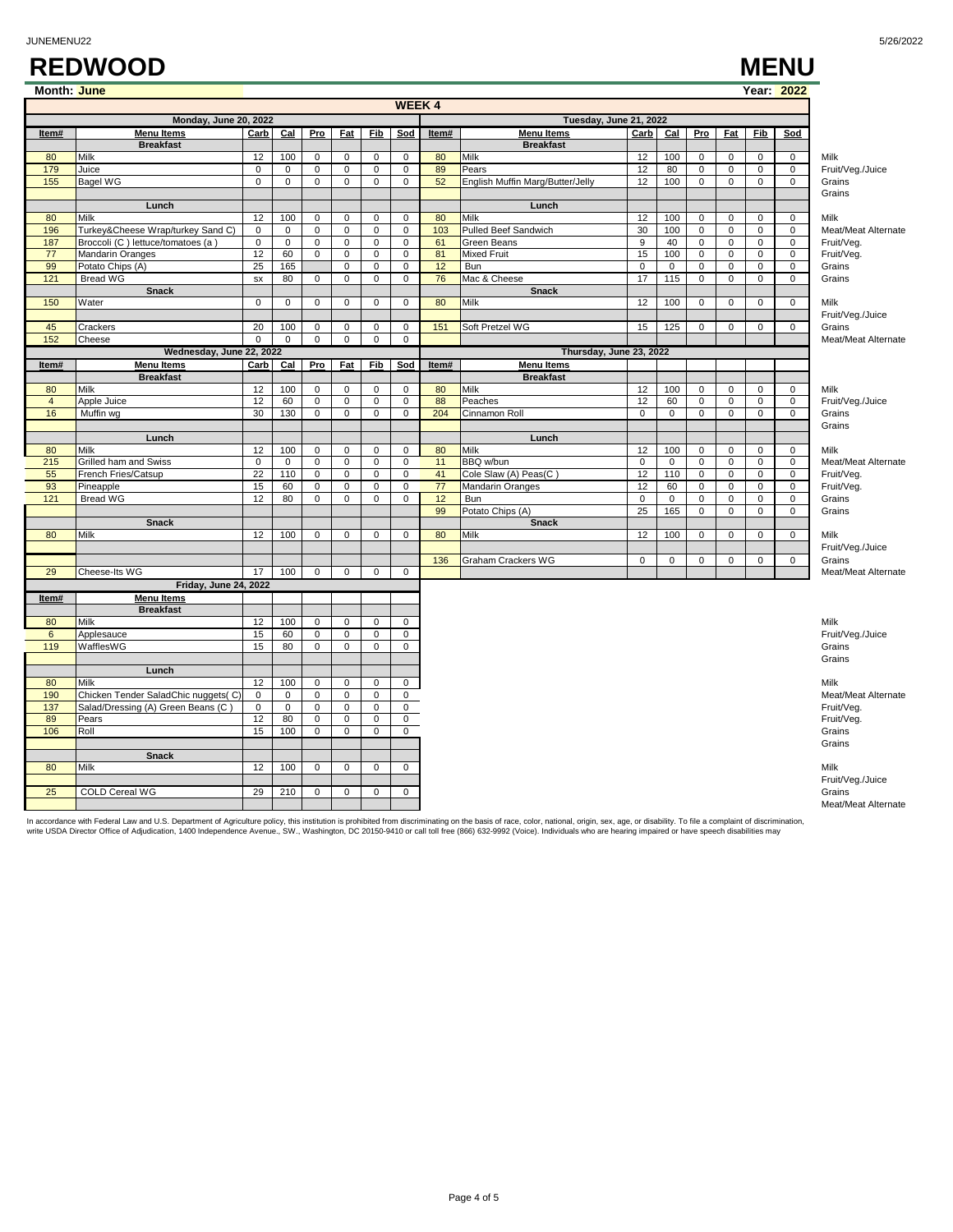# REDWOOD MENU

**Month:** June **Year:** 2022

## WEEK 4

### Monday, June 20, 2022

| Item# | Menu Items | Carb | Cal | Pro | Fat | Fib | Sod | |
|---|---|---|---|---|---|---|---|---|
| | **Breakfast** | | | | | | | |
| 80 | Milk | 12 | 100 | 0 | 0 | 0 | 0 | Milk |
| 179 | Juice | 0 | 0 | 0 | 0 | 0 | 0 | Fruit/Veg./Juice |
| 155 | Bagel WG | 0 | 0 | 0 | 0 | 0 | 0 | Grains |
| | | | | | | | | Grains |
| | **Lunch** | | | | | | | |
| 80 | Milk | 12 | 100 | 0 | 0 | 0 | 0 | Milk |
| 196 | Turkey&Cheese Wrap/turkey Sand C) | 0 | 0 | 0 | 0 | 0 | 0 | Meat/Meat Alternate |
| 187 | Broccoli (C ) lettuce/tomatoes (a ) | 0 | 0 | 0 | 0 | 0 | 0 | Fruit/Veg. |
| 77 | Mandarin Oranges | 12 | 60 | 0 | 0 | 0 | 0 | Fruit/Veg. |
| 99 | Potato Chips (A) | 25 | 165 | | 0 | 0 | 0 | Grains |
| 121 | Bread WG | sx | 80 | 0 | 0 | 0 | 0 | Grains |
| | **Snack** | | | | | | | |
| 150 | Water | 0 | 0 | 0 | 0 | 0 | 0 | Milk |
| | | | | | | | | Fruit/Veg./Juice |
| 45 | Crackers | 20 | 100 | 0 | 0 | 0 | 0 | Grains |
| 152 | Cheese | 0 | 0 | 0 | 0 | 0 | 0 | Meat/Meat Alternate |

### Tuesday, June 21, 2022

| Item# | Menu Items | Carb | Cal | Pro | Fat | Fib | Sod | |
|---|---|---|---|---|---|---|---|---|
| | **Breakfast** | | | | | | | |
| 80 | Milk | 12 | 100 | 0 | 0 | 0 | 0 | Milk |
| 89 | Pears | 12 | 80 | 0 | 0 | 0 | 0 | Fruit/Veg./Juice |
| 52 | English Muffin Marg/Butter/Jelly | 12 | 100 | 0 | 0 | 0 | 0 | Grains |
| | | | | | | | | Grains |
| | **Lunch** | | | | | | | |
| 80 | Milk | 12 | 100 | 0 | 0 | 0 | 0 | Milk |
| 103 | Pulled Beef Sandwich | 30 | 100 | 0 | 0 | 0 | 0 | Meat/Meat Alternate |
| 61 | Green Beans | 9 | 40 | 0 | 0 | 0 | 0 | Fruit/Veg. |
| 81 | Mixed Fruit | 15 | 100 | 0 | 0 | 0 | 0 | Fruit/Veg. |
| 12 | Bun | 0 | 0 | 0 | 0 | 0 | 0 | Grains |
| 76 | Mac & Cheese | 17 | 115 | 0 | 0 | 0 | 0 | Grains |
| | **Snack** | | | | | | | |
| 80 | Milk | 12 | 100 | 0 | 0 | 0 | 0 | Milk |
| | | | | | | | | Fruit/Veg./Juice |
| 151 | Soft Pretzel WG | 15 | 125 | 0 | 0 | 0 | 0 | Grains |
| | | | | | | | | Meat/Meat Alternate |

### Wednesday, June 22, 2022

| Item# | Menu Items | Carb | Cal | Pro | Fat | Fib | Sod | |
|---|---|---|---|---|---|---|---|---|
| | **Breakfast** | | | | | | | |
| 80 | Milk | 12 | 100 | 0 | 0 | 0 | 0 | Milk |
| 4 | Apple Juice | 12 | 60 | 0 | 0 | 0 | 0 | Fruit/Veg./Juice |
| 16 | Muffin wg | 30 | 130 | 0 | 0 | 0 | 0 | Grains |
| | | | | | | | | Grains |
| | **Lunch** | | | | | | | |
| 80 | Milk | 12 | 100 | 0 | 0 | 0 | 0 | Milk |
| 215 | Grilled ham and Swiss | 0 | 0 | 0 | 0 | 0 | 0 | Meat/Meat Alternate |
| 55 | French Fries/Catsup | 22 | 110 | 0 | 0 | 0 | 0 | Fruit/Veg. |
| 93 | Pineapple | 15 | 60 | 0 | 0 | 0 | 0 | Fruit/Veg. |
| 121 | Bread WG | 12 | 80 | 0 | 0 | 0 | 0 | Grains |
| | | | | | | | | Grains |
| | **Snack** | | | | | | | |
| 80 | Milk | 12 | 100 | 0 | 0 | 0 | 0 | Milk |
| | | | | | | | | Fruit/Veg./Juice |
| | | | | | | | | Grains |
| 29 | Cheese-Its WG | 17 | 100 | 0 | 0 | 0 | 0 | Meat/Meat Alternate |

### Thursday, June 23, 2022

| Item# | Menu Items | Carb | Cal | Pro | Fat | Fib | Sod | |
|---|---|---|---|---|---|---|---|---|
| | **Breakfast** | | | | | | | |
| 80 | Milk | 12 | 100 | 0 | 0 | 0 | 0 | Milk |
| 88 | Peaches | 12 | 60 | 0 | 0 | 0 | 0 | Fruit/Veg./Juice |
| 204 | Cinnamon Roll | 0 | 0 | 0 | 0 | 0 | 0 | Grains |
| | | | | | | | | Grains |
| | **Lunch** | | | | | | | |
| 80 | Milk | 12 | 100 | 0 | 0 | 0 | 0 | Milk |
| 11 | BBQ w/bun | 0 | 0 | 0 | 0 | 0 | 0 | Meat/Meat Alternate |
| 41 | Cole Slaw (A) Peas(C ) | 12 | 110 | 0 | 0 | 0 | 0 | Fruit/Veg. |
| 77 | Mandarin Oranges | 12 | 60 | 0 | 0 | 0 | 0 | Fruit/Veg. |
| 12 | Bun | 0 | 0 | 0 | 0 | 0 | 0 | Grains |
| 99 | Potato Chips (A) | 25 | 165 | 0 | 0 | 0 | 0 | Grains |
| | **Snack** | | | | | | | |
| 80 | Milk | 12 | 100 | 0 | 0 | 0 | 0 | Milk |
| | | | | | | | | Fruit/Veg./Juice |
| 136 | Graham Crackers WG | 0 | 0 | 0 | 0 | 0 | 0 | Grains |
| | | | | | | | | Meat/Meat Alternate |

### Friday, June 24, 2022

| Item# | Menu Items | Carb | Cal | Pro | Fat | Fib | Sod | |
|---|---|---|---|---|---|---|---|---|
| | **Breakfast** | | | | | | | |
| 80 | Milk | 12 | 100 | 0 | 0 | 0 | 0 | Milk |
| 6 | Applesauce | 15 | 60 | 0 | 0 | 0 | 0 | Fruit/Veg./Juice |
| 119 | WafflesWG | 15 | 80 | 0 | 0 | 0 | 0 | Grains |
| | | | | | | | | Grains |
| | **Lunch** | | | | | | | |
| 80 | Milk | 12 | 100 | 0 | 0 | 0 | 0 | Milk |
| 190 | Chicken Tender SaladChic nuggets( C) | 0 | 0 | 0 | 0 | 0 | 0 | Meat/Meat Alternate |
| 137 | Salad/Dressing (A) Green Beans (C ) | 0 | 0 | 0 | 0 | 0 | 0 | Fruit/Veg. |
| 89 | Pears | 12 | 80 | 0 | 0 | 0 | 0 | Fruit/Veg. |
| 106 | Roll | 15 | 100 | 0 | 0 | 0 | 0 | Grains |
| | | | | | | | | Grains |
| | **Snack** | | | | | | | |
| 80 | Milk | 12 | 100 | 0 | 0 | 0 | 0 | Milk |
| | | | | | | | | Fruit/Veg./Juice |
| 25 | COLD Cereal WG | 29 | 210 | 0 | 0 | 0 | 0 | Grains |
| | | | | | | | | Meat/Meat Alternate |

In accordance with Federal Law and U.S. Department of Agriculture policy, this institution is prohibited from discriminating on the basis of race, color, national, origin, sex, age, or disability. To file a complaint of discrimination, write USDA Director Office of Adjudication, 1400 Independence Avenue., SW., Washington, DC 20150-9410 or call toll free (866) 632-9992 (Voice). Individuals who are hearing impaired or have speech disabilities may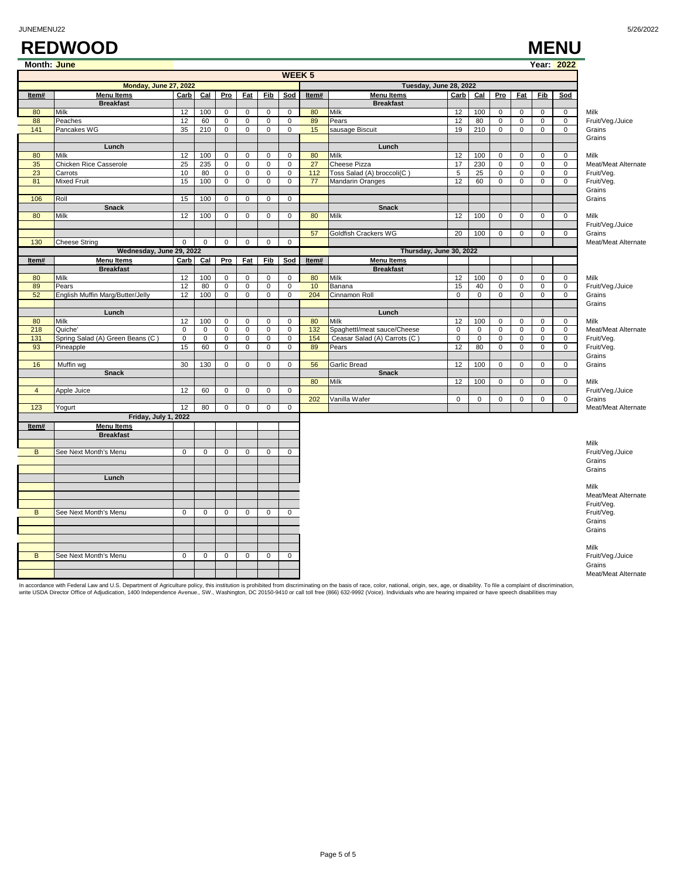# REDWOOD MENU

**Month: June** **Year: 2022**

## WEEK 5

| Item# | Menu Items | Carb | Cal | Pro | Fat | Fib | Sod | Item# | Menu Items | Carb | Cal | Pro | Fat | Fib | Sod | |
|---|---|---|---|---|---|---|---|---|---|---|---|---|---|---|---|---|
| | **Monday, June 27, 2022** | | | | | | | | **Tuesday, June 28, 2022** | | | | | | | |
| | **Breakfast** | | | | | | | | **Breakfast** | | | | | | | |
| 80 | Milk | 12 | 100 | 0 | 0 | 0 | 0 | 80 | Milk | 12 | 100 | 0 | 0 | 0 | 0 | Milk |
| 88 | Peaches | 12 | 60 | 0 | 0 | 0 | 0 | 89 | Pears | 12 | 80 | 0 | 0 | 0 | 0 | Fruit/Veg./Juice |
| 141 | Pancakes WG | 35 | 210 | 0 | 0 | 0 | 0 | 15 | sausage Biscuit | 19 | 210 | 0 | 0 | 0 | 0 | Grains |
| | | | | | | | | | | | | | | | | Grains |
| | **Lunch** | | | | | | | | **Lunch** | | | | | | | |
| 80 | Milk | 12 | 100 | 0 | 0 | 0 | 0 | 80 | Milk | 12 | 100 | 0 | 0 | 0 | 0 | Milk |
| 35 | Chicken Rice Casserole | 25 | 235 | 0 | 0 | 0 | 0 | 27 | Cheese Pizza | 17 | 230 | 0 | 0 | 0 | 0 | Meat/Meat Alternate |
| 23 | Carrots | 10 | 80 | 0 | 0 | 0 | 0 | 112 | Toss Salad (A) broccoli(C ) | 5 | 25 | 0 | 0 | 0 | 0 | Fruit/Veg. |
| 81 | Mixed Fruit | 15 | 100 | 0 | 0 | 0 | 0 | 77 | Mandarin Oranges | 12 | 60 | 0 | 0 | 0 | 0 | Fruit/Veg. |
| | | | | | | | | | | | | | | | | Grains |
| 106 | Roll | 15 | 100 | 0 | 0 | 0 | 0 | | | | | | | | | Grains |
| | **Snack** | | | | | | | | **Snack** | | | | | | | |
| 80 | Milk | 12 | 100 | 0 | 0 | 0 | 0 | 80 | Milk | 12 | 100 | 0 | 0 | 0 | 0 | Milk |
| | | | | | | | | | | | | | | | | Fruit/Veg./Juice |
| | | | | | | | | 57 | Goldfish Crackers WG | 20 | 100 | 0 | 0 | 0 | 0 | Grains |
| 130 | Cheese String | 0 | 0 | 0 | 0 | 0 | 0 | | | | | | | | | Meat/Meat Alternate |
| | **Wednesday, June 29, 2022** | | | | | | | | **Thursday, June 30, 2022** | | | | | | | |
| | **Breakfast** | | | | | | | | **Breakfast** | | | | | | | |
| 80 | Milk | 12 | 100 | 0 | 0 | 0 | 0 | 80 | Milk | 12 | 100 | 0 | 0 | 0 | 0 | Milk |
| 89 | Pears | 12 | 80 | 0 | 0 | 0 | 0 | 10 | Banana | 15 | 40 | 0 | 0 | 0 | 0 | Fruit/Veg./Juice |
| 52 | English Muffin Marg/Butter/Jelly | 12 | 100 | 0 | 0 | 0 | 0 | 204 | Cinnamon Roll | 0 | 0 | 0 | 0 | 0 | 0 | Grains |
| | | | | | | | | | | | | | | | | Grains |
| | **Lunch** | | | | | | | | **Lunch** | | | | | | | |
| 80 | Milk | 12 | 100 | 0 | 0 | 0 | 0 | 80 | Milk | 12 | 100 | 0 | 0 | 0 | 0 | Milk |
| 218 | Quiche' | 0 | 0 | 0 | 0 | 0 | 0 | 132 | SpaghettI/meat sauce/Cheese | 0 | 0 | 0 | 0 | 0 | 0 | Meat/Meat Alternate |
| 131 | Spring Salad (A) Green Beans (C ) | 0 | 0 | 0 | 0 | 0 | 0 | 154 | Ceasar Salad (A) Carrots (C ) | 0 | 0 | 0 | 0 | 0 | 0 | Fruit/Veg. |
| 93 | Pineapple | 15 | 60 | 0 | 0 | 0 | 0 | 89 | Pears | 12 | 80 | 0 | 0 | 0 | 0 | Fruit/Veg. |
| | | | | | | | | | | | | | | | | Grains |
| 16 | Muffin wg | 30 | 130 | 0 | 0 | 0 | 0 | 56 | Garlic Bread | 12 | 100 | 0 | 0 | 0 | 0 | Grains |
| | **Snack** | | | | | | | | **Snack** | | | | | | | |
| | | | | | | | | 80 | Milk | 12 | 100 | 0 | 0 | 0 | 0 | Milk |
| 4 | Apple Juice | 12 | 60 | 0 | 0 | 0 | 0 | | | | | | | | | Fruit/Veg./Juice |
| | | | | | | | | 202 | Vanilla Wafer | 0 | 0 | 0 | 0 | 0 | 0 | Grains |
| 123 | Yogurt | 12 | 80 | 0 | 0 | 0 | 0 | | | | | | | | | Meat/Meat Alternate |

| Item# | Menu Items | | | | | | | |
|---|---|---|---|---|---|---|---|---|
| | **Friday, July 1, 2022** | | | | | | | |
| | **Breakfast** | | | | | | | |
| | | | | | | | | Milk |
| B | See Next Month's Menu | 0 | 0 | 0 | 0 | 0 | 0 | Fruit/Veg./Juice |
| | | | | | | | | Grains |
| | | | | | | | | Grains |
| | **Lunch** | | | | | | | |
| | | | | | | | | Milk |
| | | | | | | | | Meat/Meat Alternate |
| | | | | | | | | Fruit/Veg. |
| B | See Next Month's Menu | 0 | 0 | 0 | 0 | 0 | 0 | Fruit/Veg. |
| | | | | | | | | Grains |
| | | | | | | | | Grains |
| | | | | | | | | |
| | | | | | | | | Milk |
| B | See Next Month's Menu | 0 | 0 | 0 | 0 | 0 | 0 | Fruit/Veg./Juice |
| | | | | | | | | Grains |
| | | | | | | | | Meat/Meat Alternate |

In accordance with Federal Law and U.S. Department of Agriculture policy, this institution is prohibited from discriminating on the basis of race, color, national, origin, sex, age, or disability. To file a complaint of discrimination, write USDA Director Office of Adjudication, 1400 Independence Avenue., SW., Washington, DC 20150-9410 or call toll free (866) 632-9992 (Voice). Individuals who are hearing impaired or have speech disabilities may